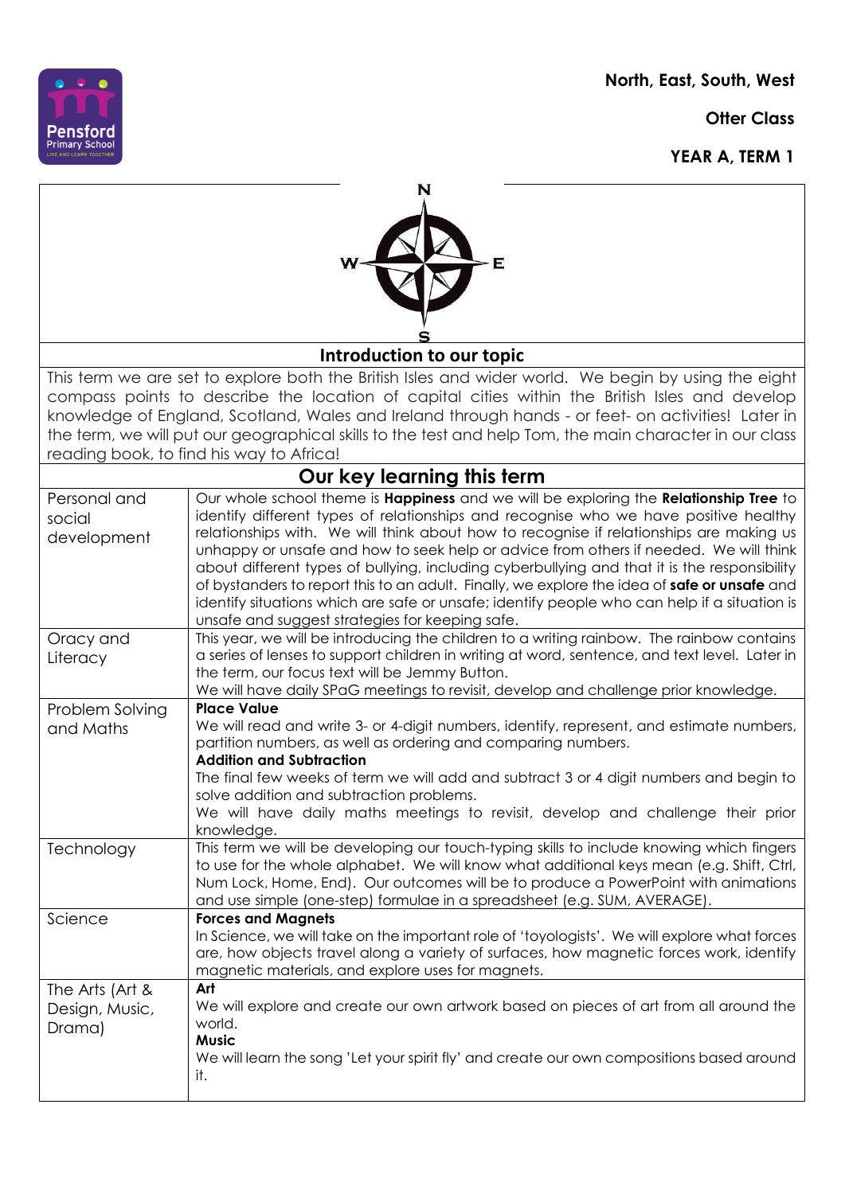**North, East, South, West**

**Otter Class**

**YEAR A, TERM 1**

## Introduction to our topic

This term we are set to explore both the British Isles and wider world. We begin by using the eight compass points to describe the location of capital cities within the British Isles and develop knowledge of England, Scotland, Wales and Ireland through hands - or feet- on activities! Later in the term, we will put our geographical skills to the test and help Tom, the main character in our class reading book, to find his way to Africa!

## Our key learning this term

| | |
|---|---|
| Personal and social development | Our whole school theme is **Happiness** and we will be exploring the **Relationship Tree** to identify different types of relationships and recognise who we have positive healthy relationships with. We will think about how to recognise if relationships are making us unhappy or unsafe and how to seek help or advice from others if needed. We will think about different types of bullying, including cyberbullying and that it is the responsibility of bystanders to report this to an adult. Finally, we explore the idea of **safe or unsafe** and identify situations which are safe or unsafe; identify people who can help if a situation is unsafe and suggest strategies for keeping safe. |
| Oracy and Literacy | This year, we will be introducing the children to a writing rainbow. The rainbow contains a series of lenses to support children in writing at word, sentence, and text level. Later in the term, our focus text will be Jemmy Button.<br>We will have daily SPaG meetings to revisit, develop and challenge prior knowledge. |
| Problem Solving and Maths | **Place Value**<br>We will read and write 3- or 4-digit numbers, identify, represent, and estimate numbers, partition numbers, as well as ordering and comparing numbers.<br>**Addition and Subtraction**<br>The final few weeks of term we will add and subtract 3 or 4 digit numbers and begin to solve addition and subtraction problems.<br>We will have daily maths meetings to revisit, develop and challenge their prior knowledge. |
| Technology | This term we will be developing our touch-typing skills to include knowing which fingers to use for the whole alphabet. We will know what additional keys mean (e.g. Shift, Ctrl, Num Lock, Home, End). Our outcomes will be to produce a PowerPoint with animations and use simple (one-step) formulae in a spreadsheet (e.g. SUM, AVERAGE). |
| Science | **Forces and Magnets**<br>In Science, we will take on the important role of 'toyologists'. We will explore what forces are, how objects travel along a variety of surfaces, how magnetic forces work, identify magnetic materials, and explore uses for magnets. |
| The Arts (Art & Design, Music, Drama) | **Art**<br>We will explore and create our own artwork based on pieces of art from all around the world.<br>**Music**<br>We will learn the song 'Let your spirit fly' and create our own compositions based around it. |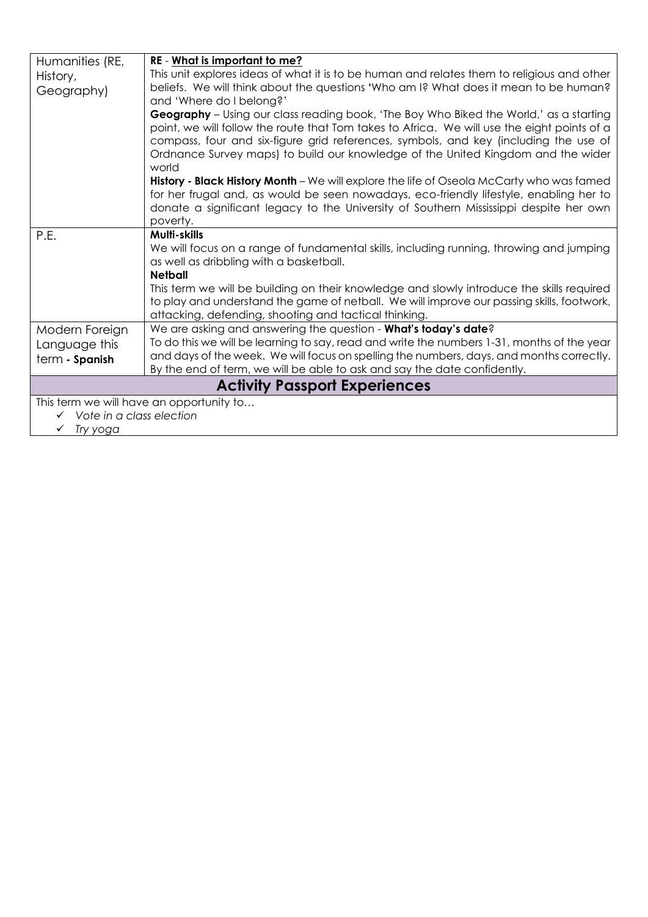| | |
|---|---|
| Humanities (RE, History, Geography) | **RE** - **What is important to me?**<br>This unit explores ideas of what it is to be human and relates them to religious and other beliefs. We will think about the questions 'Who am I? What does it mean to be human? and 'Where do I belong?'<br>**Geography** – Using our class reading book, 'The Boy Who Biked the World,' as a starting point, we will follow the route that Tom takes to Africa. We will use the eight points of a compass, four and six-figure grid references, symbols, and key (including the use of Ordnance Survey maps) to build our knowledge of the United Kingdom and the wider world<br>**History - Black History Month** – We will explore the life of Oseola McCarty who was famed for her frugal and, as would be seen nowadays, eco-friendly lifestyle, enabling her to donate a significant legacy to the University of Southern Mississippi despite her own poverty. |
| P.E. | **Multi-skills**<br>We will focus on a range of fundamental skills, including running, throwing and jumping as well as dribbling with a basketball.<br>**Netball**<br>This term we will be building on their knowledge and slowly introduce the skills required to play and understand the game of netball. We will improve our passing skills, footwork, attacking, defending, shooting and tactical thinking. |
| Modern Foreign Language this term **- Spanish** | We are asking and answering the question - **What's today's date**?<br>To do this we will be learning to say, read and write the numbers 1-31, months of the year and days of the week. We will focus on spelling the numbers, days, and months correctly. By the end of term, we will be able to ask and say the date confidently. |

## Activity Passport Experiences

This term we will have an opportunity to…

- ✓ *Vote in a class election*
- ✓ *Try yoga*